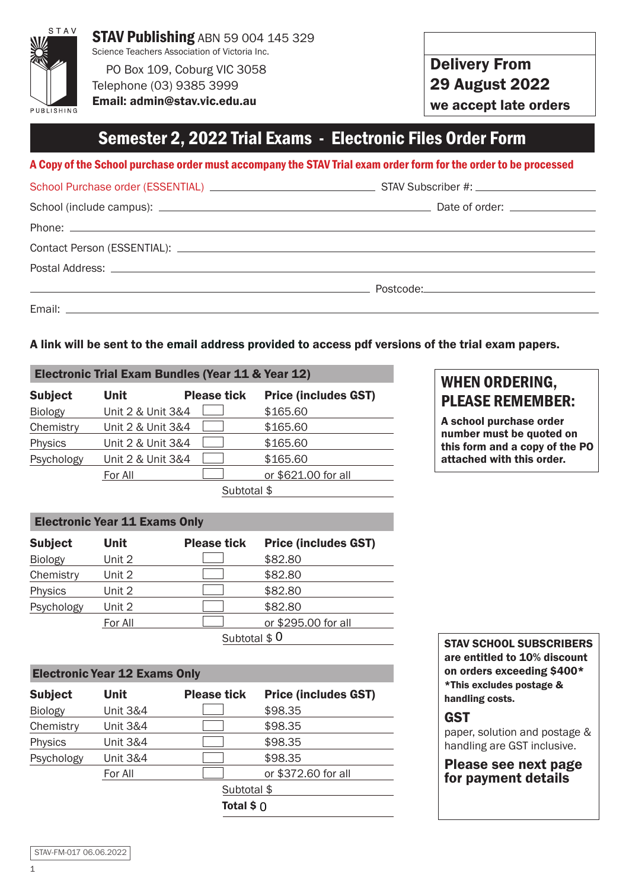**STAV Publishing** ABN 59 004 145 329
Science Teachers Association of Victoria Inc.
PO Box 109, Coburg VIC 3058
Telephone (03) 9385 3999
**Email: admin@stav.vic.edu.au**

**Delivery From**
**29 August 2022**
**we accept late orders**

# Semester 2, 2022 Trial Exams - Electronic Files Order Form

**A Copy of the School purchase order must accompany the STAV Trial exam order form for the order to be processed**

School Purchase order (ESSENTIAL) ____________________ STAV Subscriber #: ____________________

School (include campus): ____________________ Date of order: ____________________

Phone: ____________________

Contact Person (ESSENTIAL): ____________________

Postal Address: ____________________

____________________ Postcode: ____________________

Email: ____________________

**A link will be sent to the email address provided to access pdf versions of the trial exam papers.**

## Electronic Trial Exam Bundles (Year 11 & Year 12)

| Subject | Unit | Please tick | Price (includes GST) |
|---|---|---|---|
| Biology | Unit 2 & Unit 3&4 | ☐ | $165.60 |
| Chemistry | Unit 2 & Unit 3&4 | ☐ | $165.60 |
| Physics | Unit 2 & Unit 3&4 | ☐ | $165.60 |
| Psychology | Unit 2 & Unit 3&4 | ☐ | $165.60 |
| | For All | ☐ | or $621.00 for all |
| | | Subtotal $ | |

## Electronic Year 11 Exams Only

| Subject | Unit | Please tick | Price (includes GST) |
|---|---|---|---|
| Biology | Unit 2 | ☐ | $82.80 |
| Chemistry | Unit 2 | ☐ | $82.80 |
| Physics | Unit 2 | ☐ | $82.80 |
| Psychology | Unit 2 | ☐ | $82.80 |
| | For All | ☐ | or $295.00 for all |
| | | Subtotal $ 0 | |

## Electronic Year 12 Exams Only

| Subject | Unit | Please tick | Price (includes GST) |
|---|---|---|---|
| Biology | Unit 3&4 | ☐ | $98.35 |
| Chemistry | Unit 3&4 | ☐ | $98.35 |
| Physics | Unit 3&4 | ☐ | $98.35 |
| Psychology | Unit 3&4 | ☐ | $98.35 |
| | For All | ☐ | or $372.60 for all |
| | | Subtotal $ | |
| | | **Total $** 0 | |

**WHEN ORDERING, PLEASE REMEMBER:**

**A school purchase order number must be quoted on this form and a copy of the PO attached with this order.**

**STAV SCHOOL SUBSCRIBERS are entitled to 10% discount on orders exceeding $400***
***This excludes postage & handling costs.**

**GST**
paper, solution and postage & handling are GST inclusive.

**Please see next page for payment details**

STAV-FM-017 06.06.2022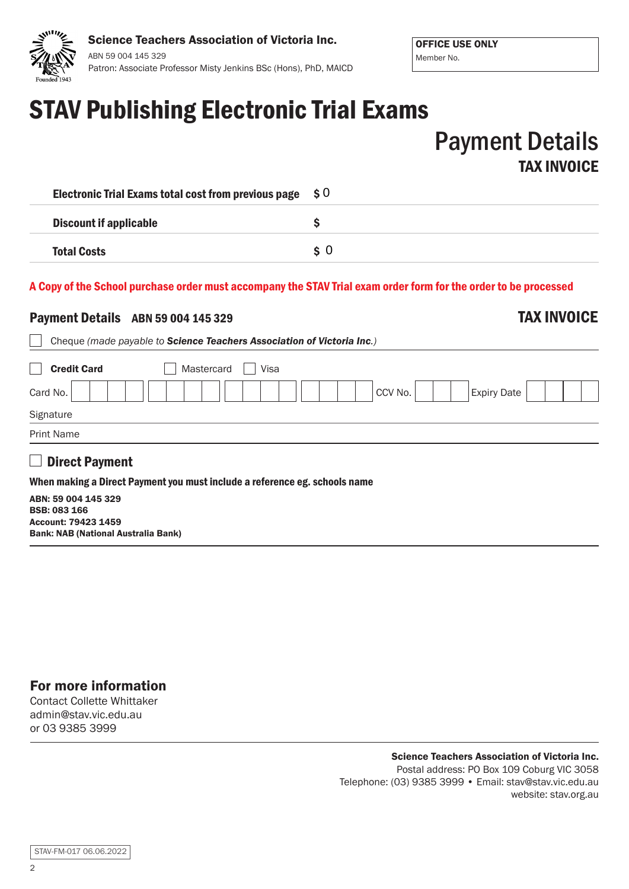**Science Teachers Association of Victoria Inc.**
ABN 59 004 145 329
Patron: Associate Professor Misty Jenkins BSc (Hons), PhD, MAICD

**OFFICE USE ONLY**
Member No.

# STAV Publishing Electronic Trial Exams

## Payment Details

**TAX INVOICE**

| | |
|---|---|
| **Electronic Trial Exams total cost from previous page** | $ 0 |
| **Discount if applicable** | $ |
| **Total Costs** | $ 0 |

**A Copy of the School purchase order must accompany the STAV Trial exam order form for the order to be processed**

## Payment Details ABN 59 004 145 329

**TAX INVOICE**

☐ Cheque *(made payable to* ***Science Teachers Association of Victoria Inc.****)*

☐ **Credit Card** ☐ Mastercard ☐ Visa

Card No. ____ ____ ____ ____ CCV No. ___ Expiry Date ____

Signature

Print Name

☐ **Direct Payment**

**When making a Direct Payment you must include a reference eg. schools name**

**ABN: 59 004 145 329**
**BSB: 083 166**
**Account: 79423 1459**
**Bank: NAB (National Australia Bank)**

### For more information

Contact Collette Whittaker
admin@stav.vic.edu.au
or 03 9385 3999

**Science Teachers Association of Victoria Inc.**
Postal address: PO Box 109 Coburg VIC 3058
Telephone: (03) 9385 3999 • Email: stav@stav.vic.edu.au
website: stav.org.au

STAV-FM-017 06.06.2022